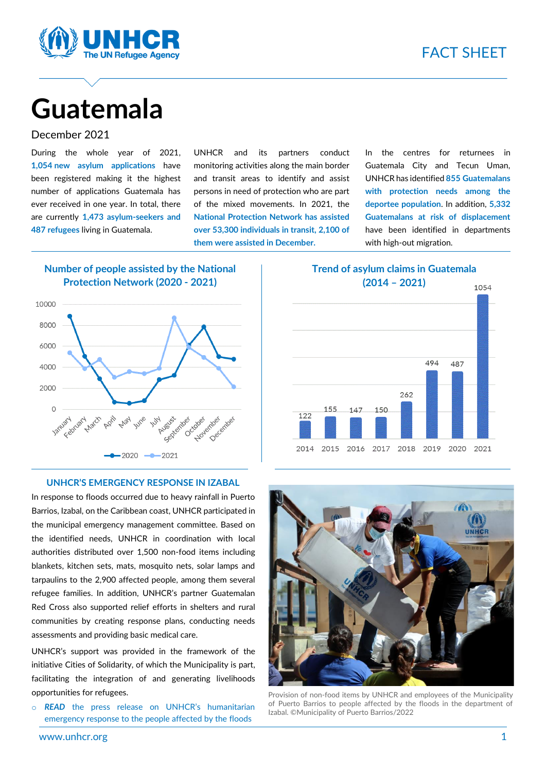FACT SHEET

# Guatemala

December 2021

During the whole year of 2021, **1,054 new asylum applications** have been registered making it the highest number of applications Guatemala has ever received in one year. In total, there are currently **1,473 asylum-seekers and 487 refugees** living in Guatemala.

UNHCR and its partners conduct monitoring activities along the main border and transit areas to identify and assist persons in need of protection who are part of the mixed movements. In 2021, the **National Protection Network has assisted over 53,300 individuals in transit, 2,100 of them were assisted in December.**

In the centres for returnees in Guatemala City and Tecun Uman, UNHCR has identified **855 Guatemalans with protection needs among the deportee population**. In addition, **5,332 Guatemalans at risk of displacement** have been identified in departments with high-out migration.

### Number of people assisted by the National Protection Network (2020 - 2021)

### Trend of asylum claims in Guatemala (2014 – 2021)

| Year | Asylum claims |
|---|---|
| 2014 | 122 |
| 2015 | 155 |
| 2016 | 147 |
| 2017 | 150 |
| 2018 | 262 |
| 2019 | 494 |
| 2020 | 487 |
| 2021 | 1054 |

## UNHCR'S EMERGENCY RESPONSE IN IZABAL

In response to floods occurred due to heavy rainfall in Puerto Barrios, Izabal, on the Caribbean coast, UNHCR participated in the municipal emergency management committee. Based on the identified needs, UNHCR in coordination with local authorities distributed over 1,500 non-food items including blankets, kitchen sets, mats, mosquito nets, solar lamps and tarpaulins to the 2,900 affected people, among them several refugee families. In addition, UNHCR's partner Guatemalan Red Cross also supported relief efforts in shelters and rural communities by creating response plans, conducting needs assessments and providing basic medical care.

UNHCR's support was provided in the framework of the initiative Cities of Solidarity, of which the Municipality is part, facilitating the integration of and generating livelihoods opportunities for refugees.

- ***READ*** the press release on UNHCR's humanitarian emergency response to the people affected by the floods

Provision of non-food items by UNHCR and employees of the Municipality of Puerto Barrios to people affected by the floods in the department of Izabal. ©Municipality of Puerto Barrios/2022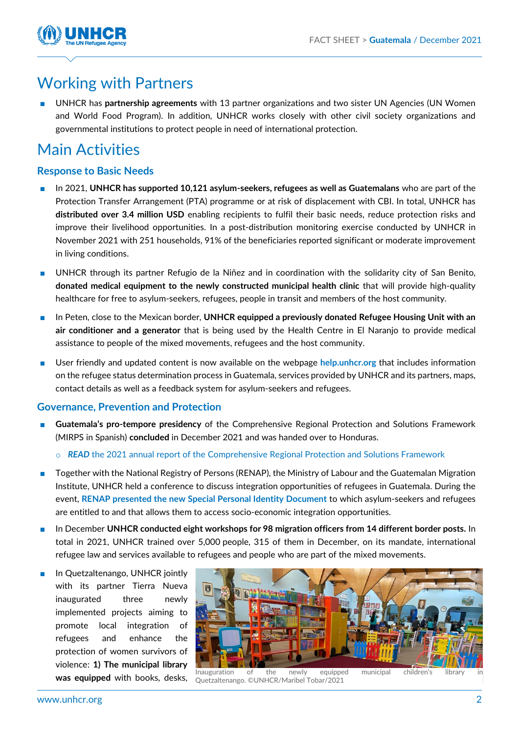# Working with Partners

- UNHCR has **partnership agreements** with 13 partner organizations and two sister UN Agencies (UN Women and World Food Program). In addition, UNHCR works closely with other civil society organizations and governmental institutions to protect people in need of international protection.

# Main Activities

## Response to Basic Needs

- In 2021, **UNHCR has supported 10,121 asylum-seekers, refugees as well as Guatemalans** who are part of the Protection Transfer Arrangement (PTA) programme or at risk of displacement with CBI. In total, UNHCR has **distributed over 3.4 million USD** enabling recipients to fulfil their basic needs, reduce protection risks and improve their livelihood opportunities. In a post-distribution monitoring exercise conducted by UNHCR in November 2021 with 251 households, 91% of the beneficiaries reported significant or moderate improvement in living conditions.
- UNHCR through its partner Refugio de la Niñez and in coordination with the solidarity city of San Benito, **donated medical equipment to the newly constructed municipal health clinic** that will provide high-quality healthcare for free to asylum-seekers, refugees, people in transit and members of the host community.
- In Peten, close to the Mexican border, **UNHCR equipped a previously donated Refugee Housing Unit with an air conditioner and a generator** that is being used by the Health Centre in El Naranjo to provide medical assistance to people of the mixed movements, refugees and the host community.
- User friendly and updated content is now available on the webpage **help.unhcr.org** that includes information on the refugee status determination process in Guatemala, services provided by UNHCR and its partners, maps, contact details as well as a feedback system for asylum-seekers and refugees.

## Governance, Prevention and Protection

- **Guatemala's pro-tempore presidency** of the Comprehensive Regional Protection and Solutions Framework (MIRPS in Spanish) **concluded** in December 2021 and was handed over to Honduras.
  - ***READ*** the 2021 annual report of the Comprehensive Regional Protection and Solutions Framework
- Together with the National Registry of Persons (RENAP), the Ministry of Labour and the Guatemalan Migration Institute, UNHCR held a conference to discuss integration opportunities of refugees in Guatemala. During the event, **RENAP presented the new Special Personal Identity Document** to which asylum-seekers and refugees are entitled to and that allows them to access socio-economic integration opportunities.
- In December **UNHCR conducted eight workshops for 98 migration officers from 14 different border posts.** In total in 2021, UNHCR trained over 5,000 people, 315 of them in December, on its mandate, international refugee law and services available to refugees and people who are part of the mixed movements.
- In Quetzaltenango, UNHCR jointly with its partner Tierra Nueva inaugurated three newly implemented projects aiming to promote local integration of refugees and enhance the protection of women survivors of violence: **1) The municipal library was equipped** with books, desks,

Inauguration of the newly equipped municipal children's library in Quetzaltenango. ©UNHCR/Maribel Tobar/2021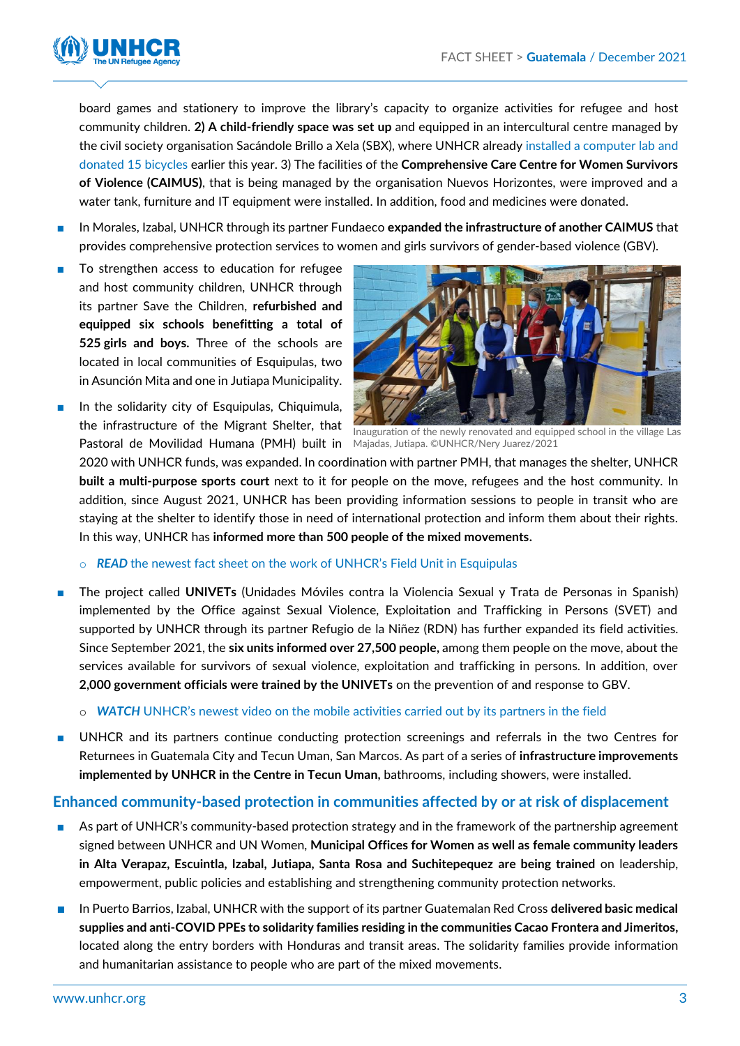board games and stationery to improve the library's capacity to organize activities for refugee and host community children. **2) A child-friendly space was set up** and equipped in an intercultural centre managed by the civil society organisation Sacándole Brillo a Xela (SBX), where UNHCR already installed a computer lab and donated 15 bicycles earlier this year. 3) The facilities of the **Comprehensive Care Centre for Women Survivors of Violence (CAIMUS)**, that is being managed by the organisation Nuevos Horizontes, were improved and a water tank, furniture and IT equipment were installed. In addition, food and medicines were donated.

- In Morales, Izabal, UNHCR through its partner Fundaeco **expanded the infrastructure of another CAIMUS** that provides comprehensive protection services to women and girls survivors of gender-based violence (GBV).
- To strengthen access to education for refugee and host community children, UNHCR through its partner Save the Children, **refurbished and equipped six schools benefitting a total of 525 girls and boys.** Three of the schools are located in local communities of Esquipulas, two in Asunción Mita and one in Jutiapa Municipality.
- In the solidarity city of Esquipulas, Chiquimula, the infrastructure of the Migrant Shelter, that Pastoral de Movilidad Humana (PMH) built in 2020 with UNHCR funds, was expanded. In coordination with partner PMH, that manages the shelter, UNHCR **built a multi-purpose sports court** next to it for people on the move, refugees and the host community. In addition, since August 2021, UNHCR has been providing information sessions to people in transit who are staying at the shelter to identify those in need of international protection and inform them about their rights. In this way, UNHCR has **informed more than 500 people of the mixed movements.**
  - ***READ*** the newest fact sheet on the work of UNHCR's Field Unit in Esquipulas

Inauguration of the newly renovated and equipped school in the village Las Majadas, Jutiapa. ©UNHCR/Nery Juarez/2021

- The project called **UNIVETs** (Unidades Móviles contra la Violencia Sexual y Trata de Personas in Spanish) implemented by the Office against Sexual Violence, Exploitation and Trafficking in Persons (SVET) and supported by UNHCR through its partner Refugio de la Niñez (RDN) has further expanded its field activities. Since September 2021, the **six units informed over 27,500 people,** among them people on the move, about the services available for survivors of sexual violence, exploitation and trafficking in persons. In addition, over **2,000 government officials were trained by the UNIVETs** on the prevention of and response to GBV.
  - ***WATCH*** UNHCR's newest video on the mobile activities carried out by its partners in the field
- UNHCR and its partners continue conducting protection screenings and referrals in the two Centres for Returnees in Guatemala City and Tecun Uman, San Marcos. As part of a series of **infrastructure improvements implemented by UNHCR in the Centre in Tecun Uman,** bathrooms, including showers, were installed.

## Enhanced community-based protection in communities affected by or at risk of displacement

- As part of UNHCR's community-based protection strategy and in the framework of the partnership agreement signed between UNHCR and UN Women, **Municipal Offices for Women as well as female community leaders in Alta Verapaz, Escuintla, Izabal, Jutiapa, Santa Rosa and Suchitepequez are being trained** on leadership, empowerment, public policies and establishing and strengthening community protection networks.
- In Puerto Barrios, Izabal, UNHCR with the support of its partner Guatemalan Red Cross **delivered basic medical supplies and anti-COVID PPEs to solidarity families residing in the communities Cacao Frontera and Jimeritos,** located along the entry borders with Honduras and transit areas. The solidarity families provide information and humanitarian assistance to people who are part of the mixed movements.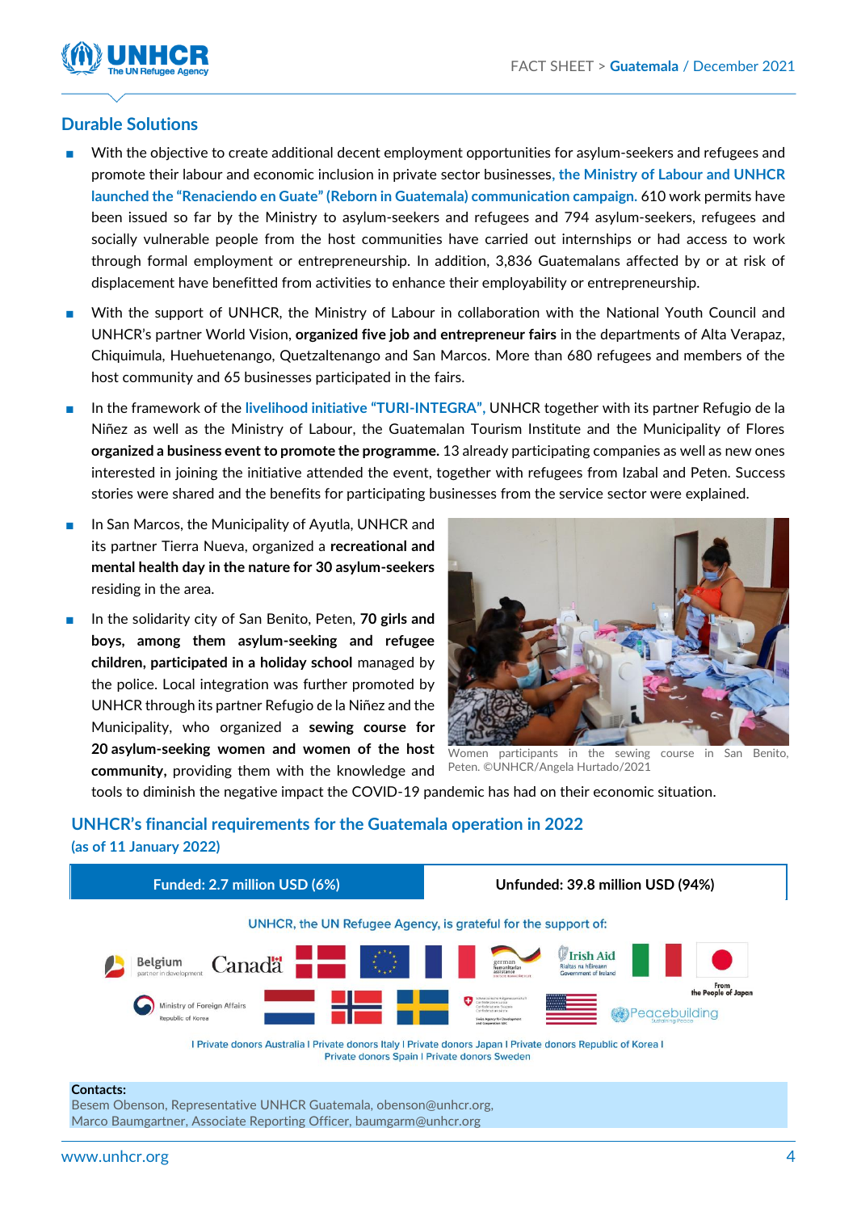## Durable Solutions

- With the objective to create additional decent employment opportunities for asylum-seekers and refugees and promote their labour and economic inclusion in private sector businesses, **the Ministry of Labour and UNHCR launched the "Renaciendo en Guate" (Reborn in Guatemala) communication campaign.** 610 work permits have been issued so far by the Ministry to asylum-seekers and refugees and 794 asylum-seekers, refugees and socially vulnerable people from the host communities have carried out internships or had access to work through formal employment or entrepreneurship. In addition, 3,836 Guatemalans affected by or at risk of displacement have benefitted from activities to enhance their employability or entrepreneurship.
- With the support of UNHCR, the Ministry of Labour in collaboration with the National Youth Council and UNHCR's partner World Vision, **organized five job and entrepreneur fairs** in the departments of Alta Verapaz, Chiquimula, Huehuetenango, Quetzaltenango and San Marcos. More than 680 refugees and members of the host community and 65 businesses participated in the fairs.
- In the framework of the **livelihood initiative "TURI-INTEGRA",** UNHCR together with its partner Refugio de la Niñez as well as the Ministry of Labour, the Guatemalan Tourism Institute and the Municipality of Flores **organized a business event to promote the programme.** 13 already participating companies as well as new ones interested in joining the initiative attended the event, together with refugees from Izabal and Peten. Success stories were shared and the benefits for participating businesses from the service sector were explained.
- In San Marcos, the Municipality of Ayutla, UNHCR and its partner Tierra Nueva, organized a **recreational and mental health day in the nature for 30 asylum-seekers** residing in the area.
- In the solidarity city of San Benito, Peten, **70 girls and boys, among them asylum-seeking and refugee children, participated in a holiday school** managed by the police. Local integration was further promoted by UNHCR through its partner Refugio de la Niñez and the Municipality, who organized a **sewing course for 20 asylum-seeking women and women of the host community,** providing them with the knowledge and tools to diminish the negative impact the COVID-19 pandemic has had on their economic situation.

Women participants in the sewing course in San Benito, Peten. ©UNHCR/Angela Hurtado/2021

## UNHCR's financial requirements for the Guatemala operation in 2022

**(as of 11 January 2022)**

| Funded: 2.7 million USD (6%) | Unfunded: 39.8 million USD (94%) |
|---|---|

UNHCR, the UN Refugee Agency, is grateful for the support of:

I Private donors Australia I Private donors Italy I Private donors Japan I Private donors Republic of Korea I Private donors Spain I Private donors Sweden

**Contacts:**
Besem Obenson, Representative UNHCR Guatemala, obenson@unhcr.org,
Marco Baumgartner, Associate Reporting Officer, baumgarm@unhcr.org